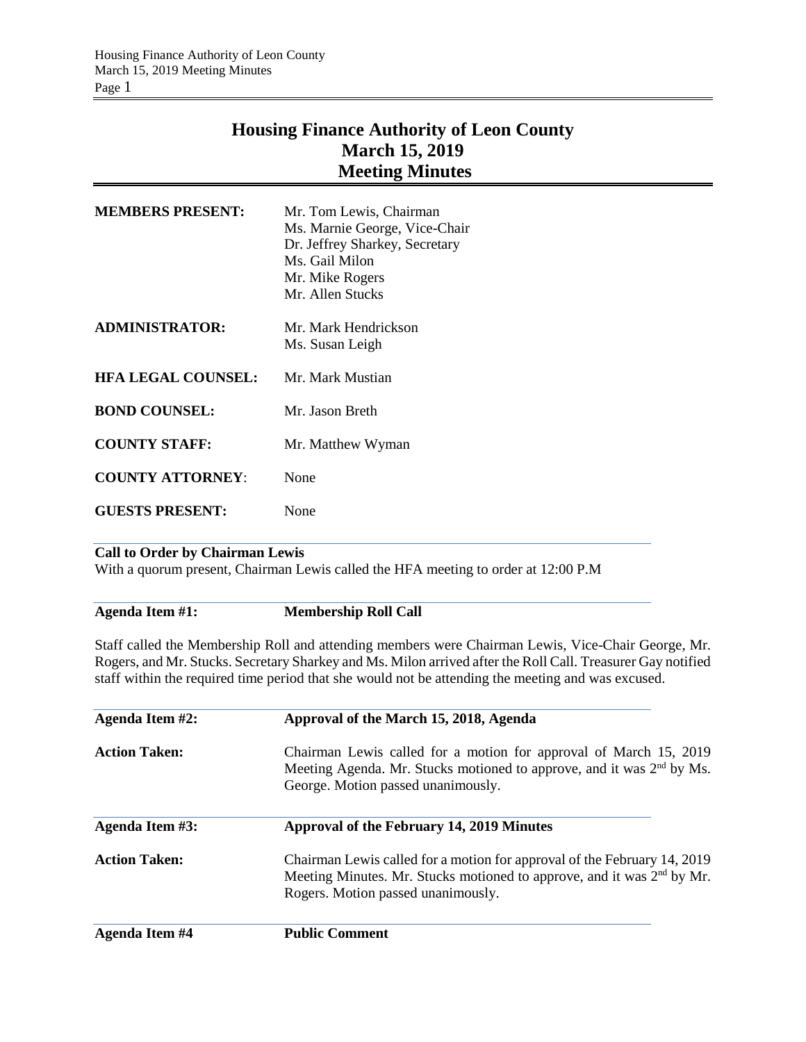# Housing Finance Authority of Leon County
## March 15, 2019
## Meeting Minutes

| | |
|---|---|
| **MEMBERS PRESENT:** | Mr. Tom Lewis, Chairman<br>Ms. Marnie George, Vice-Chair<br>Dr. Jeffrey Sharkey, Secretary<br>Ms. Gail Milon<br>Mr. Mike Rogers<br>Mr. Allen Stucks |
| **ADMINISTRATOR:** | Mr. Mark Hendrickson<br>Ms. Susan Leigh |
| **HFA LEGAL COUNSEL:** | Mr. Mark Mustian |
| **BOND COUNSEL:** | Mr. Jason Breth |
| **COUNTY STAFF:** | Mr. Matthew Wyman |
| **COUNTY ATTORNEY**: | None |
| **GUESTS PRESENT:** | None |

**Call to Order by Chairman Lewis**

With a quorum present, Chairman Lewis called the HFA meeting to order at 12:00 P.M

**Agenda Item #1:** **Membership Roll Call**

Staff called the Membership Roll and attending members were Chairman Lewis, Vice-Chair George, Mr. Rogers, and Mr. Stucks. Secretary Sharkey and Ms. Milon arrived after the Roll Call. Treasurer Gay notified staff within the required time period that she would not be attending the meeting and was excused.

**Agenda Item #2:** **Approval of the March 15, 2018, Agenda**

**Action Taken:** Chairman Lewis called for a motion for approval of March 15, 2019 Meeting Agenda. Mr. Stucks motioned to approve, and it was 2nd by Ms. George. Motion passed unanimously.

**Agenda Item #3:** **Approval of the February 14, 2019 Minutes**

**Action Taken:** Chairman Lewis called for a motion for approval of the February 14, 2019 Meeting Minutes. Mr. Stucks motioned to approve, and it was 2nd by Mr. Rogers. Motion passed unanimously.

**Agenda Item #4** **Public Comment**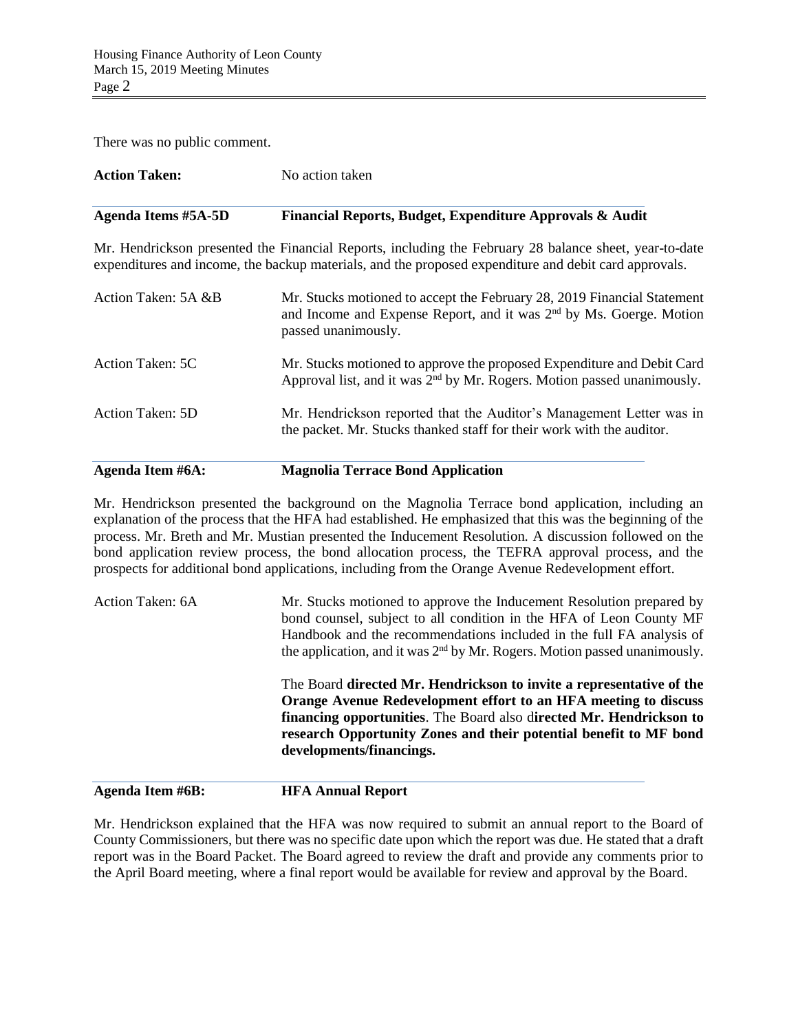There was no public comment.

**Action Taken:** No action taken

**Agenda Items #5A-5D Financial Reports, Budget, Expenditure Approvals & Audit**

Mr. Hendrickson presented the Financial Reports, including the February 28 balance sheet, year-to-date expenditures and income, the backup materials, and the proposed expenditure and debit card approvals.

Action Taken: 5A &B — Mr. Stucks motioned to accept the February 28, 2019 Financial Statement and Income and Expense Report, and it was 2nd by Ms. Goerge. Motion passed unanimously.

Action Taken: 5C — Mr. Stucks motioned to approve the proposed Expenditure and Debit Card Approval list, and it was 2nd by Mr. Rogers. Motion passed unanimously.

Action Taken: 5D — Mr. Hendrickson reported that the Auditor's Management Letter was in the packet. Mr. Stucks thanked staff for their work with the auditor.

**Agenda Item #6A: Magnolia Terrace Bond Application**

Mr. Hendrickson presented the background on the Magnolia Terrace bond application, including an explanation of the process that the HFA had established. He emphasized that this was the beginning of the process. Mr. Breth and Mr. Mustian presented the Inducement Resolution. A discussion followed on the bond application review process, the bond allocation process, the TEFRA approval process, and the prospects for additional bond applications, including from the Orange Avenue Redevelopment effort.

Action Taken: 6A — Mr. Stucks motioned to approve the Inducement Resolution prepared by bond counsel, subject to all condition in the HFA of Leon County MF Handbook and the recommendations included in the full FA analysis of the application, and it was 2nd by Mr. Rogers. Motion passed unanimously.

The Board **directed Mr. Hendrickson to invite a representative of the Orange Avenue Redevelopment effort to an HFA meeting to discuss financing opportunities**. The Board also d**irected Mr. Hendrickson to research Opportunity Zones and their potential benefit to MF bond developments/financings.**

**Agenda Item #6B: HFA Annual Report**

Mr. Hendrickson explained that the HFA was now required to submit an annual report to the Board of County Commissioners, but there was no specific date upon which the report was due. He stated that a draft report was in the Board Packet. The Board agreed to review the draft and provide any comments prior to the April Board meeting, where a final report would be available for review and approval by the Board.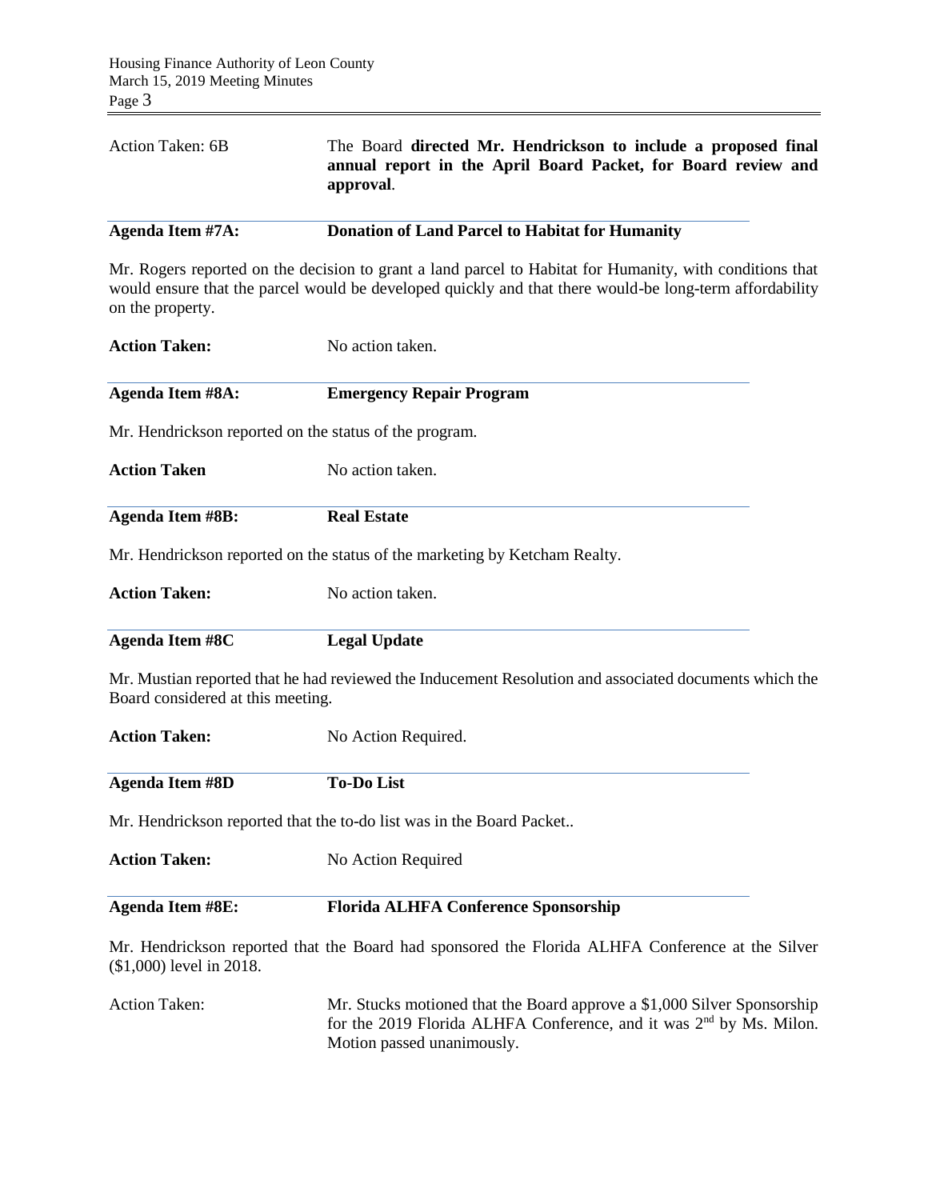Action Taken: 6B — The Board **directed Mr. Hendrickson to include a proposed final annual report in the April Board Packet, for Board review and approval**.

**Agenda Item #7A: Donation of Land Parcel to Habitat for Humanity**

Mr. Rogers reported on the decision to grant a land parcel to Habitat for Humanity, with conditions that would ensure that the parcel would be developed quickly and that there would-be long-term affordability on the property.

**Action Taken:** No action taken.

**Agenda Item #8A: Emergency Repair Program**

Mr. Hendrickson reported on the status of the program.

**Action Taken** No action taken.

**Agenda Item #8B: Real Estate**

Mr. Hendrickson reported on the status of the marketing by Ketcham Realty.

**Action Taken:** No action taken.

**Agenda Item #8C Legal Update**

Mr. Mustian reported that he had reviewed the Inducement Resolution and associated documents which the Board considered at this meeting.

**Action Taken:** No Action Required.

**Agenda Item #8D To-Do List**

Mr. Hendrickson reported that the to-do list was in the Board Packet..

**Action Taken:** No Action Required

**Agenda Item #8E: Florida ALHFA Conference Sponsorship**

Mr. Hendrickson reported that the Board had sponsored the Florida ALHFA Conference at the Silver ($1,000) level in 2018.

Action Taken: Mr. Stucks motioned that the Board approve a $1,000 Silver Sponsorship for the 2019 Florida ALHFA Conference, and it was 2nd by Ms. Milon. Motion passed unanimously.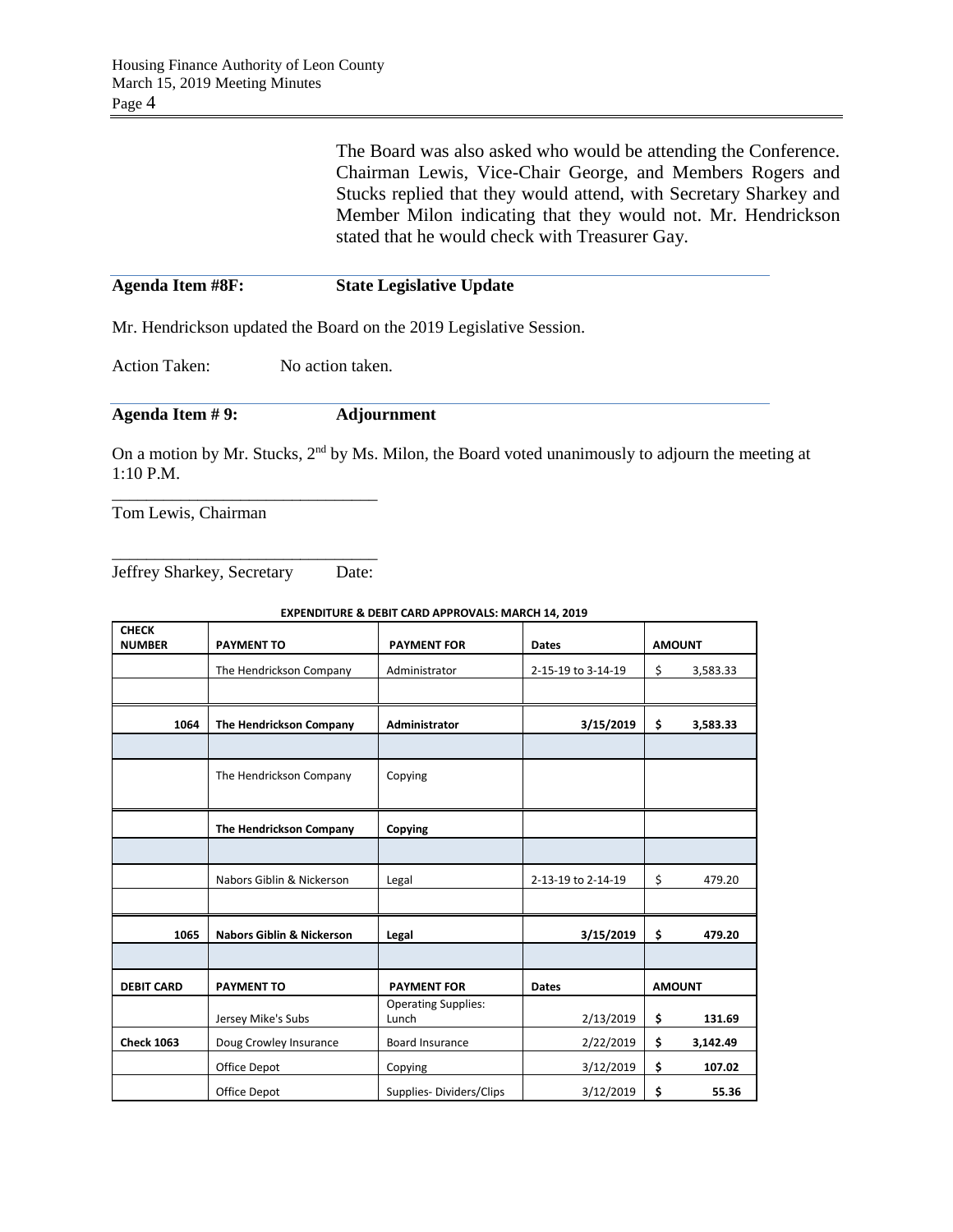The Board was also asked who would be attending the Conference. Chairman Lewis, Vice-Chair George, and Members Rogers and Stucks replied that they would attend, with Secretary Sharkey and Member Milon indicating that they would not. Mr. Hendrickson stated that he would check with Treasurer Gay.

**Agenda Item #8F:** **State Legislative Update**

Mr. Hendrickson updated the Board on the 2019 Legislative Session.

Action Taken: No action taken.

**Agenda Item # 9:** **Adjournment**

On a motion by Mr. Stucks, 2nd by Ms. Milon, the Board voted unanimously to adjourn the meeting at 1:10 P.M.

\_\_\_\_\_\_\_\_\_\_\_\_\_\_\_\_\_\_\_\_\_\_\_\_\_\_\_\_\_\_\_
Tom Lewis, Chairman

\_\_\_\_\_\_\_\_\_\_\_\_\_\_\_\_\_\_\_\_\_\_\_\_\_\_\_\_\_\_\_
Jeffrey Sharkey, Secretary Date:

**EXPENDITURE & DEBIT CARD APPROVALS: MARCH 14, 2019**

| CHECK NUMBER | PAYMENT TO | PAYMENT FOR | Dates | AMOUNT |
|---|---|---|---|---|
| | The Hendrickson Company | Administrator | 2-15-19 to 3-14-19 | $ 3,583.33 |
| | | | | |
| **1064** | **The Hendrickson Company** | **Administrator** | **3/15/2019** | **$ 3,583.33** |
| | | | | |
| | The Hendrickson Company | Copying | | |
| | **The Hendrickson Company** | **Copying** | | |
| | | | | |
| | Nabors Giblin & Nickerson | Legal | 2-13-19 to 2-14-19 | $ 479.20 |
| | | | | |
| **1065** | **Nabors Giblin & Nickerson** | **Legal** | **3/15/2019** | **$ 479.20** |
| | | | | |
| **DEBIT CARD** | **PAYMENT TO** | **PAYMENT FOR** | **Dates** | **AMOUNT** |
| | Jersey Mike's Subs | Operating Supplies: Lunch | 2/13/2019 | **$ 131.69** |
| **Check 1063** | Doug Crowley Insurance | Board Insurance | 2/22/2019 | **$ 3,142.49** |
| | Office Depot | Copying | 3/12/2019 | **$ 107.02** |
| | Office Depot | Supplies- Dividers/Clips | 3/12/2019 | **$ 55.36** |